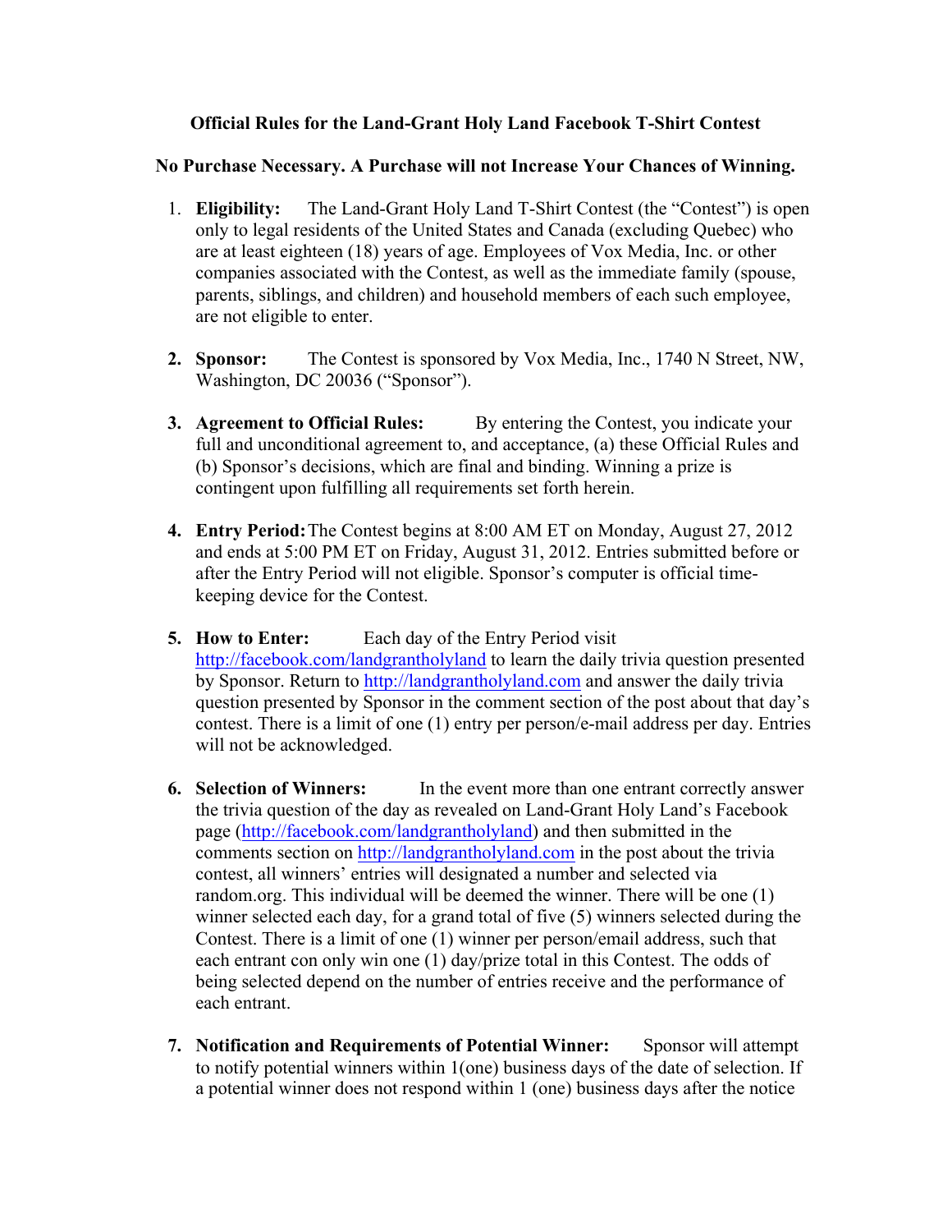**Official Rules for the Land-Grant Holy Land Facebook T-Shirt Contest**

**No Purchase Necessary. A Purchase will not Increase Your Chances of Winning.**

1. **Eligibility:** The Land-Grant Holy Land T-Shirt Contest (the "Contest") is open only to legal residents of the United States and Canada (excluding Quebec) who are at least eighteen (18) years of age. Employees of Vox Media, Inc. or other companies associated with the Contest, as well as the immediate family (spouse, parents, siblings, and children) and household members of each such employee, are not eligible to enter.

2. **Sponsor:** The Contest is sponsored by Vox Media, Inc., 1740 N Street, NW, Washington, DC 20036 ("Sponsor").

3. **Agreement to Official Rules:** By entering the Contest, you indicate your full and unconditional agreement to, and acceptance, (a) these Official Rules and (b) Sponsor's decisions, which are final and binding. Winning a prize is contingent upon fulfilling all requirements set forth herein.

4. **Entry Period:** The Contest begins at 8:00 AM ET on Monday, August 27, 2012 and ends at 5:00 PM ET on Friday, August 31, 2012. Entries submitted before or after the Entry Period will not eligible. Sponsor's computer is official time-keeping device for the Contest.

5. **How to Enter:** Each day of the Entry Period visit http://facebook.com/landgrantholyland to learn the daily trivia question presented by Sponsor. Return to http://landgrantholyland.com and answer the daily trivia question presented by Sponsor in the comment section of the post about that day's contest. There is a limit of one (1) entry per person/e-mail address per day. Entries will not be acknowledged.

6. **Selection of Winners:** In the event more than one entrant correctly answer the trivia question of the day as revealed on Land-Grant Holy Land's Facebook page (http://facebook.com/landgrantholyland) and then submitted in the comments section on http://landgrantholyland.com in the post about the trivia contest, all winners' entries will designated a number and selected via random.org. This individual will be deemed the winner. There will be one (1) winner selected each day, for a grand total of five (5) winners selected during the Contest. There is a limit of one (1) winner per person/email address, such that each entrant con only win one (1) day/prize total in this Contest. The odds of being selected depend on the number of entries receive and the performance of each entrant.

7. **Notification and Requirements of Potential Winner:** Sponsor will attempt to notify potential winners within 1(one) business days of the date of selection. If a potential winner does not respond within 1 (one) business days after the notice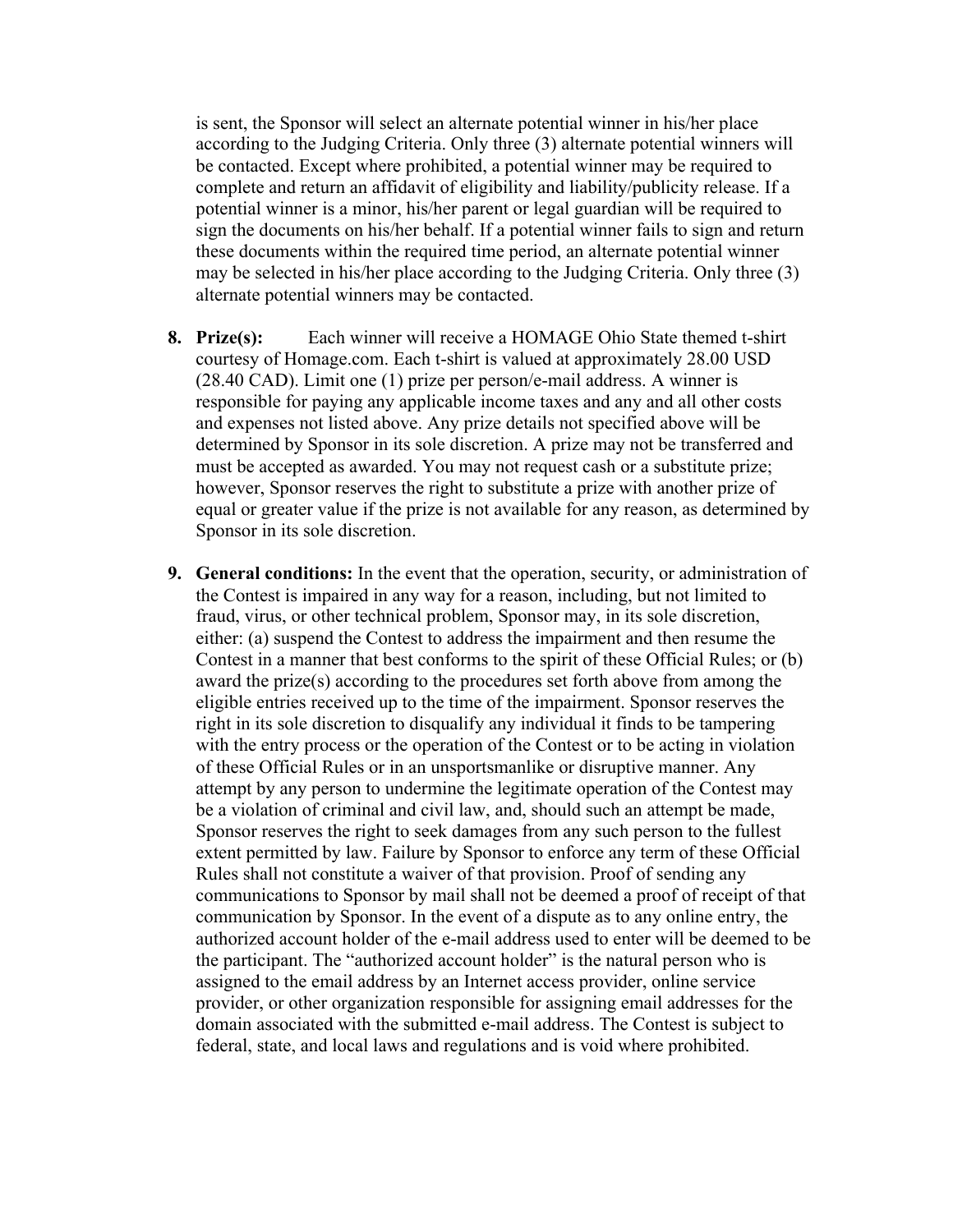is sent, the Sponsor will select an alternate potential winner in his/her place according to the Judging Criteria. Only three (3) alternate potential winners will be contacted. Except where prohibited, a potential winner may be required to complete and return an affidavit of eligibility and liability/publicity release. If a potential winner is a minor, his/her parent or legal guardian will be required to sign the documents on his/her behalf. If a potential winner fails to sign and return these documents within the required time period, an alternate potential winner may be selected in his/her place according to the Judging Criteria. Only three (3) alternate potential winners may be contacted.

8. **Prize(s):** Each winner will receive a HOMAGE Ohio State themed t-shirt courtesy of Homage.com. Each t-shirt is valued at approximately 28.00 USD (28.40 CAD). Limit one (1) prize per person/e-mail address. A winner is responsible for paying any applicable income taxes and any and all other costs and expenses not listed above. Any prize details not specified above will be determined by Sponsor in its sole discretion. A prize may not be transferred and must be accepted as awarded. You may not request cash or a substitute prize; however, Sponsor reserves the right to substitute a prize with another prize of equal or greater value if the prize is not available for any reason, as determined by Sponsor in its sole discretion.

9. **General conditions:** In the event that the operation, security, or administration of the Contest is impaired in any way for a reason, including, but not limited to fraud, virus, or other technical problem, Sponsor may, in its sole discretion, either: (a) suspend the Contest to address the impairment and then resume the Contest in a manner that best conforms to the spirit of these Official Rules; or (b) award the prize(s) according to the procedures set forth above from among the eligible entries received up to the time of the impairment. Sponsor reserves the right in its sole discretion to disqualify any individual it finds to be tampering with the entry process or the operation of the Contest or to be acting in violation of these Official Rules or in an unsportsmanlike or disruptive manner. Any attempt by any person to undermine the legitimate operation of the Contest may be a violation of criminal and civil law, and, should such an attempt be made, Sponsor reserves the right to seek damages from any such person to the fullest extent permitted by law. Failure by Sponsor to enforce any term of these Official Rules shall not constitute a waiver of that provision. Proof of sending any communications to Sponsor by mail shall not be deemed a proof of receipt of that communication by Sponsor. In the event of a dispute as to any online entry, the authorized account holder of the e-mail address used to enter will be deemed to be the participant. The "authorized account holder" is the natural person who is assigned to the email address by an Internet access provider, online service provider, or other organization responsible for assigning email addresses for the domain associated with the submitted e-mail address. The Contest is subject to federal, state, and local laws and regulations and is void where prohibited.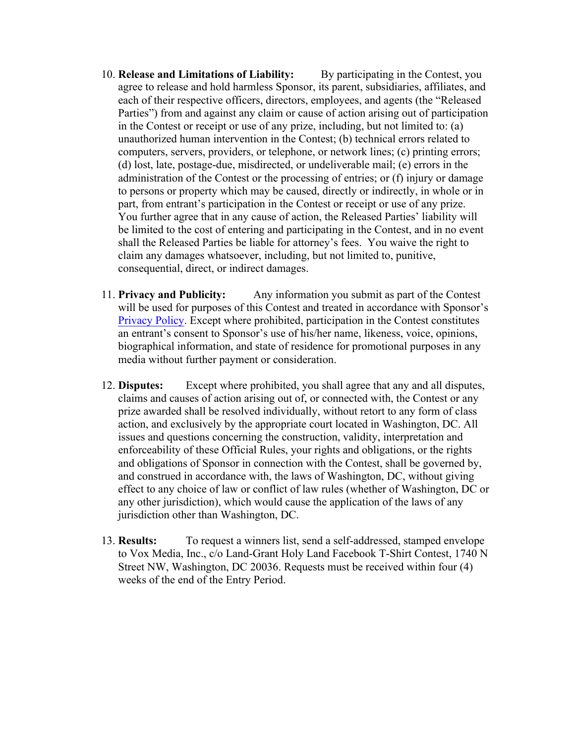10. **Release and Limitations of Liability:** By participating in the Contest, you agree to release and hold harmless Sponsor, its parent, subsidiaries, affiliates, and each of their respective officers, directors, employees, and agents (the "Released Parties") from and against any claim or cause of action arising out of participation in the Contest or receipt or use of any prize, including, but not limited to: (a) unauthorized human intervention in the Contest; (b) technical errors related to computers, servers, providers, or telephone, or network lines; (c) printing errors; (d) lost, late, postage-due, misdirected, or undeliverable mail; (e) errors in the administration of the Contest or the processing of entries; or (f) injury or damage to persons or property which may be caused, directly or indirectly, in whole or in part, from entrant's participation in the Contest or receipt or use of any prize. You further agree that in any cause of action, the Released Parties' liability will be limited to the cost of entering and participating in the Contest, and in no event shall the Released Parties be liable for attorney's fees. You waive the right to claim any damages whatsoever, including, but not limited to, punitive, consequential, direct, or indirect damages.

11. **Privacy and Publicity:** Any information you submit as part of the Contest will be used for purposes of this Contest and treated in accordance with Sponsor's Privacy Policy. Except where prohibited, participation in the Contest constitutes an entrant's consent to Sponsor's use of his/her name, likeness, voice, opinions, biographical information, and state of residence for promotional purposes in any media without further payment or consideration.

12. **Disputes:** Except where prohibited, you shall agree that any and all disputes, claims and causes of action arising out of, or connected with, the Contest or any prize awarded shall be resolved individually, without retort to any form of class action, and exclusively by the appropriate court located in Washington, DC. All issues and questions concerning the construction, validity, interpretation and enforceability of these Official Rules, your rights and obligations, or the rights and obligations of Sponsor in connection with the Contest, shall be governed by, and construed in accordance with, the laws of Washington, DC, without giving effect to any choice of law or conflict of law rules (whether of Washington, DC or any other jurisdiction), which would cause the application of the laws of any jurisdiction other than Washington, DC.

13. **Results:** To request a winners list, send a self-addressed, stamped envelope to Vox Media, Inc., c/o Land-Grant Holy Land Facebook T-Shirt Contest, 1740 N Street NW, Washington, DC 20036. Requests must be received within four (4) weeks of the end of the Entry Period.